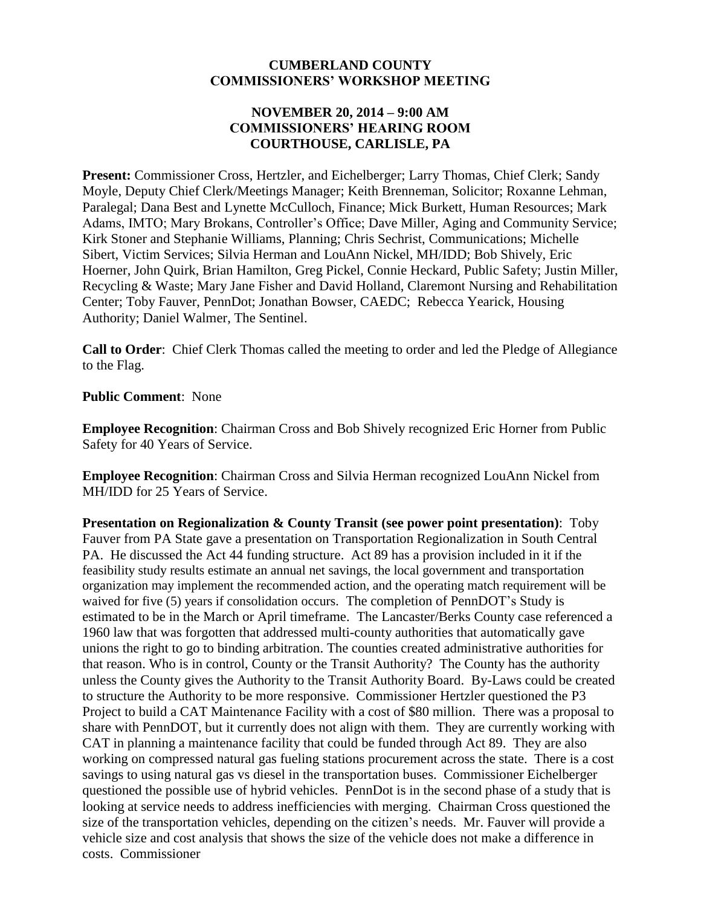**CUMBERLAND COUNTY**
**COMMISSIONERS' WORKSHOP MEETING**

**NOVEMBER 20, 2014 – 9:00 AM**
**COMMISSIONERS' HEARING ROOM**
**COURTHOUSE, CARLISLE, PA**

**Present:** Commissioner Cross, Hertzler, and Eichelberger; Larry Thomas, Chief Clerk; Sandy Moyle, Deputy Chief Clerk/Meetings Manager; Keith Brenneman, Solicitor; Roxanne Lehman, Paralegal; Dana Best and Lynette McCulloch, Finance; Mick Burkett, Human Resources; Mark Adams, IMTO; Mary Brokans, Controller's Office; Dave Miller, Aging and Community Service; Kirk Stoner and Stephanie Williams, Planning; Chris Sechrist, Communications; Michelle Sibert, Victim Services; Silvia Herman and LouAnn Nickel, MH/IDD; Bob Shively, Eric Hoerner, John Quirk, Brian Hamilton, Greg Pickel, Connie Heckard, Public Safety; Justin Miller, Recycling & Waste; Mary Jane Fisher and David Holland, Claremont Nursing and Rehabilitation Center; Toby Fauver, PennDot; Jonathan Bowser, CAEDC; Rebecca Yearick, Housing Authority; Daniel Walmer, The Sentinel.

**Call to Order**: Chief Clerk Thomas called the meeting to order and led the Pledge of Allegiance to the Flag.

**Public Comment**: None

**Employee Recognition**: Chairman Cross and Bob Shively recognized Eric Horner from Public Safety for 40 Years of Service.

**Employee Recognition**: Chairman Cross and Silvia Herman recognized LouAnn Nickel from MH/IDD for 25 Years of Service.

**Presentation on Regionalization & County Transit (see power point presentation)**: Toby Fauver from PA State gave a presentation on Transportation Regionalization in South Central PA. He discussed the Act 44 funding structure. Act 89 has a provision included in it if the feasibility study results estimate an annual net savings, the local government and transportation organization may implement the recommended action, and the operating match requirement will be waived for five (5) years if consolidation occurs. The completion of PennDOT's Study is estimated to be in the March or April timeframe. The Lancaster/Berks County case referenced a 1960 law that was forgotten that addressed multi-county authorities that automatically gave unions the right to go to binding arbitration. The counties created administrative authorities for that reason. Who is in control, County or the Transit Authority? The County has the authority unless the County gives the Authority to the Transit Authority Board. By-Laws could be created to structure the Authority to be more responsive. Commissioner Hertzler questioned the P3 Project to build a CAT Maintenance Facility with a cost of $80 million. There was a proposal to share with PennDOT, but it currently does not align with them. They are currently working with CAT in planning a maintenance facility that could be funded through Act 89. They are also working on compressed natural gas fueling stations procurement across the state. There is a cost savings to using natural gas vs diesel in the transportation buses. Commissioner Eichelberger questioned the possible use of hybrid vehicles. PennDot is in the second phase of a study that is looking at service needs to address inefficiencies with merging. Chairman Cross questioned the size of the transportation vehicles, depending on the citizen's needs. Mr. Fauver will provide a vehicle size and cost analysis that shows the size of the vehicle does not make a difference in costs. Commissioner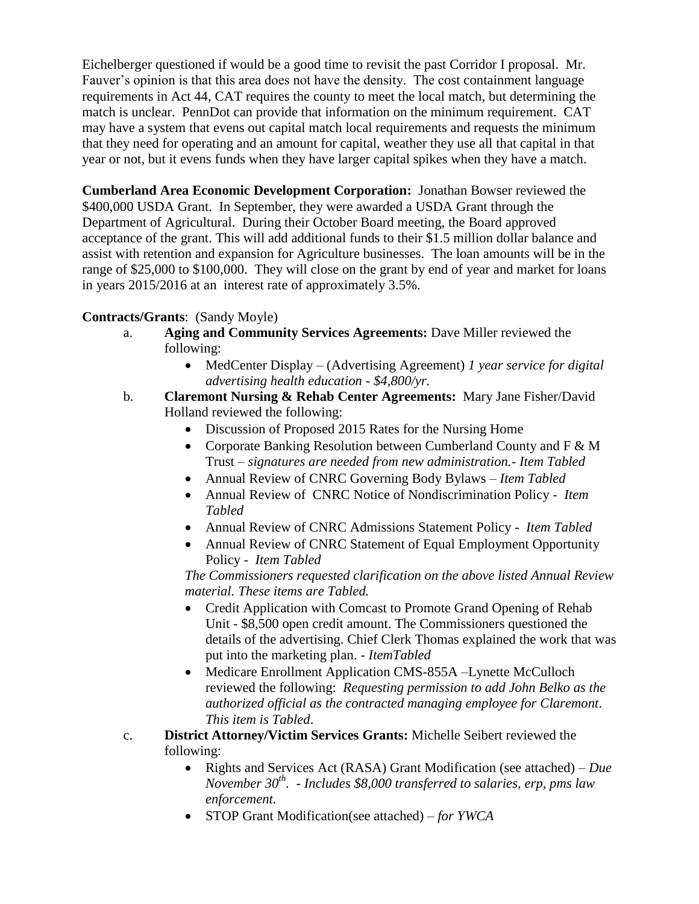Eichelberger questioned if would be a good time to revisit the past Corridor I proposal. Mr. Fauver's opinion is that this area does not have the density. The cost containment language requirements in Act 44, CAT requires the county to meet the local match, but determining the match is unclear. PennDot can provide that information on the minimum requirement. CAT may have a system that evens out capital match local requirements and requests the minimum that they need for operating and an amount for capital, weather they use all that capital in that year or not, but it evens funds when they have larger capital spikes when they have a match.

**Cumberland Area Economic Development Corporation:** Jonathan Bowser reviewed the $400,000 USDA Grant. In September, they were awarded a USDA Grant through the Department of Agricultural. During their October Board meeting, the Board approved acceptance of the grant. This will add additional funds to their $1.5 million dollar balance and assist with retention and expansion for Agriculture businesses. The loan amounts will be in the range of $25,000 to $100,000. They will close on the grant by end of year and market for loans in years 2015/2016 at an interest rate of approximately 3.5%.

**Contracts/Grants**: (Sandy Moyle)

a. **Aging and Community Services Agreements:** Dave Miller reviewed the following:
   - MedCenter Display – (Advertising Agreement) *1 year service for digital advertising health education - $4,800/yr.*

b. **Claremont Nursing & Rehab Center Agreements:** Mary Jane Fisher/David Holland reviewed the following:
   - Discussion of Proposed 2015 Rates for the Nursing Home
   - Corporate Banking Resolution between Cumberland County and F & M Trust – *signatures are needed from new administration.- Item Tabled*
   - Annual Review of CNRC Governing Body Bylaws – *Item Tabled*
   - Annual Review of CNRC Notice of Nondiscrimination Policy - *Item Tabled*
   - Annual Review of CNRC Admissions Statement Policy - *Item Tabled*
   - Annual Review of CNRC Statement of Equal Employment Opportunity Policy - *Item Tabled*

   *The Commissioners requested clarification on the above listed Annual Review material. These items are Tabled.*

   - Credit Application with Comcast to Promote Grand Opening of Rehab Unit - $8,500 open credit amount. The Commissioners questioned the details of the advertising. Chief Clerk Thomas explained the work that was put into the marketing plan. - *ItemTabled*
   - Medicare Enrollment Application CMS-855A –Lynette McCulloch reviewed the following: *Requesting permission to add John Belko as the authorized official as the contracted managing employee for Claremont*. *This item is Tabled*.

c. **District Attorney/Victim Services Grants:** Michelle Seibert reviewed the following:
   - Rights and Services Act (RASA) Grant Modification (see attached) – *Due November 30th. - Includes $8,000 transferred to salaries, erp, pms law enforcement.*
   - STOP Grant Modification(see attached) – *for YWCA*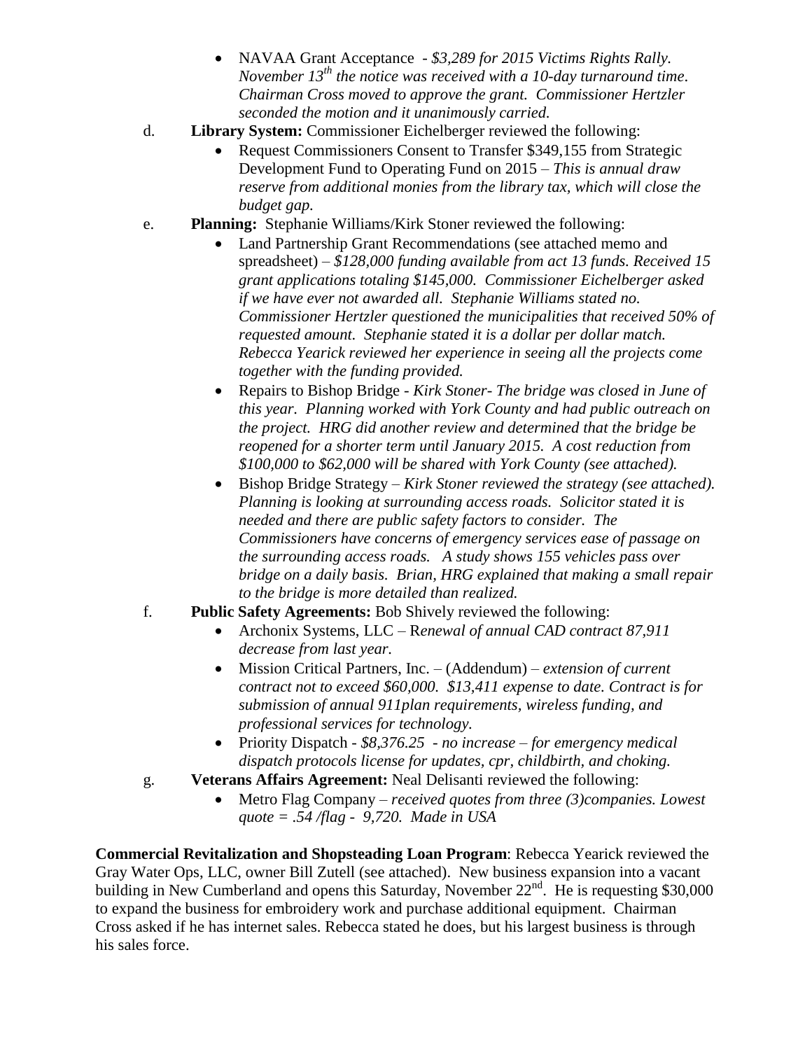- NAVAA Grant Acceptance - *$3,289 for 2015 Victims Rights Rally. November 13th the notice was received with a 10-day turnaround time. Chairman Cross moved to approve the grant. Commissioner Hertzler seconded the motion and it unanimously carried.*

d. **Library System:** Commissioner Eichelberger reviewed the following:

- Request Commissioners Consent to Transfer $349,155 from Strategic Development Fund to Operating Fund on 2015 – *This is annual draw reserve from additional monies from the library tax, which will close the budget gap.*

e. **Planning:** Stephanie Williams/Kirk Stoner reviewed the following:

- Land Partnership Grant Recommendations (see attached memo and spreadsheet) – *$128,000 funding available from act 13 funds. Received 15 grant applications totaling $145,000. Commissioner Eichelberger asked if we have ever not awarded all. Stephanie Williams stated no. Commissioner Hertzler questioned the municipalities that received 50% of requested amount. Stephanie stated it is a dollar per dollar match. Rebecca Yearick reviewed her experience in seeing all the projects come together with the funding provided.*
- Repairs to Bishop Bridge - *Kirk Stoner- The bridge was closed in June of this year. Planning worked with York County and had public outreach on the project. HRG did another review and determined that the bridge be reopened for a shorter term until January 2015. A cost reduction from $100,000 to $62,000 will be shared with York County (see attached).*
- Bishop Bridge Strategy – *Kirk Stoner reviewed the strategy (see attached). Planning is looking at surrounding access roads. Solicitor stated it is needed and there are public safety factors to consider. The Commissioners have concerns of emergency services ease of passage on the surrounding access roads. A study shows 155 vehicles pass over bridge on a daily basis. Brian, HRG explained that making a small repair to the bridge is more detailed than realized.*

f. **Public Safety Agreements:** Bob Shively reviewed the following:

- Archonix Systems, LLC – R*enewal of annual CAD contract 87,911 decrease from last year.*
- Mission Critical Partners, Inc. – (Addendum) – *extension of current contract not to exceed $60,000. $13,411 expense to date. Contract is for submission of annual 911plan requirements, wireless funding, and professional services for technology.*
- Priority Dispatch - *$8,376.25 - no increase – for emergency medical dispatch protocols license for updates, cpr, childbirth, and choking.*

g. **Veterans Affairs Agreement:** Neal Delisanti reviewed the following:

- Metro Flag Company – *received quotes from three (3)companies. Lowest quote = .54 /flag - 9,720. Made in USA*

**Commercial Revitalization and Shopsteading Loan Program**: Rebecca Yearick reviewed the Gray Water Ops, LLC, owner Bill Zutell (see attached). New business expansion into a vacant building in New Cumberland and opens this Saturday, November 22nd. He is requesting $30,000 to expand the business for embroidery work and purchase additional equipment. Chairman Cross asked if he has internet sales. Rebecca stated he does, but his largest business is through his sales force.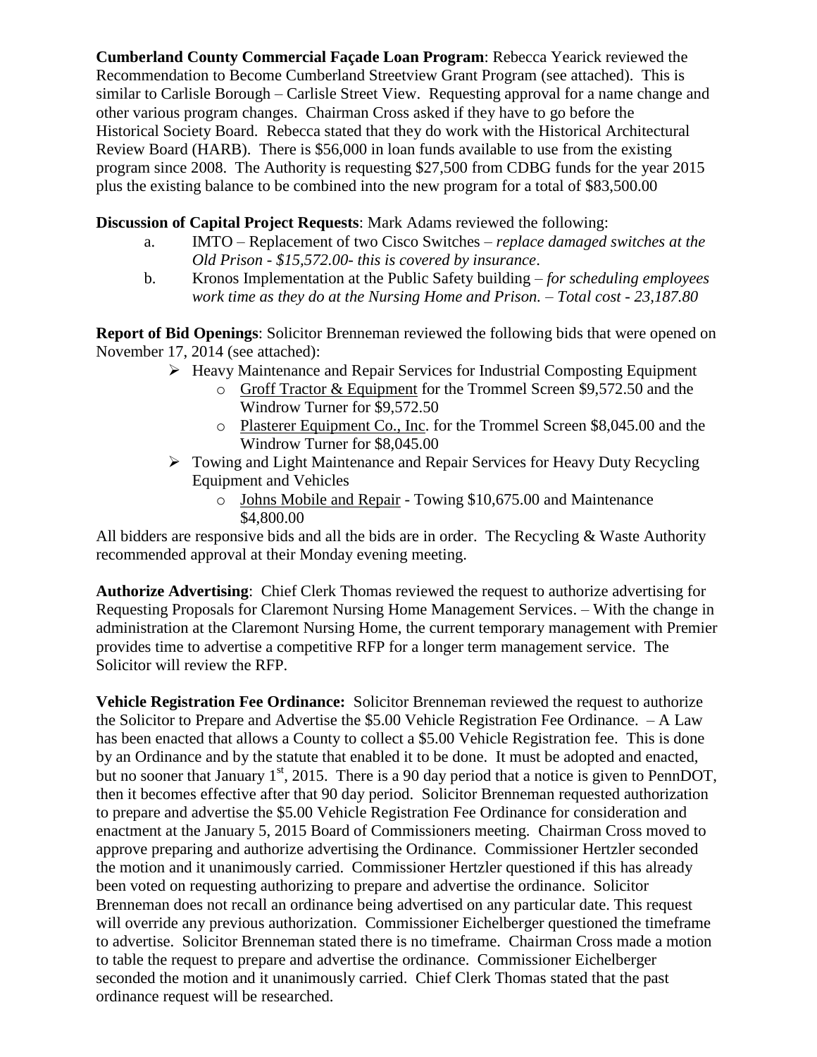**Cumberland County Commercial Façade Loan Program**: Rebecca Yearick reviewed the Recommendation to Become Cumberland Streetview Grant Program (see attached). This is similar to Carlisle Borough – Carlisle Street View. Requesting approval for a name change and other various program changes. Chairman Cross asked if they have to go before the Historical Society Board. Rebecca stated that they do work with the Historical Architectural Review Board (HARB). There is $56,000 in loan funds available to use from the existing program since 2008. The Authority is requesting $27,500 from CDBG funds for the year 2015 plus the existing balance to be combined into the new program for a total of $83,500.00

**Discussion of Capital Project Requests**: Mark Adams reviewed the following:

a. IMTO – Replacement of two Cisco Switches – *replace damaged switches at the Old Prison - $15,572.00- this is covered by insurance*.
b. Kronos Implementation at the Public Safety building – *for scheduling employees work time as they do at the Nursing Home and Prison. – Total cost - 23,187.80*

**Report of Bid Openings**: Solicitor Brenneman reviewed the following bids that were opened on November 17, 2014 (see attached):

- Heavy Maintenance and Repair Services for Industrial Composting Equipment
  - Groff Tractor & Equipment for the Trommel Screen $9,572.50 and the Windrow Turner for $9,572.50
  - Plasterer Equipment Co., Inc. for the Trommel Screen $8,045.00 and the Windrow Turner for $8,045.00
- Towing and Light Maintenance and Repair Services for Heavy Duty Recycling Equipment and Vehicles
  - Johns Mobile and Repair - Towing $10,675.00 and Maintenance $4,800.00

All bidders are responsive bids and all the bids are in order. The Recycling & Waste Authority recommended approval at their Monday evening meeting.

**Authorize Advertising**: Chief Clerk Thomas reviewed the request to authorize advertising for Requesting Proposals for Claremont Nursing Home Management Services. – With the change in administration at the Claremont Nursing Home, the current temporary management with Premier provides time to advertise a competitive RFP for a longer term management service. The Solicitor will review the RFP.

**Vehicle Registration Fee Ordinance:** Solicitor Brenneman reviewed the request to authorize the Solicitor to Prepare and Advertise the $5.00 Vehicle Registration Fee Ordinance. – A Law has been enacted that allows a County to collect a $5.00 Vehicle Registration fee. This is done by an Ordinance and by the statute that enabled it to be done. It must be adopted and enacted, but no sooner that January 1st, 2015. There is a 90 day period that a notice is given to PennDOT, then it becomes effective after that 90 day period. Solicitor Brenneman requested authorization to prepare and advertise the $5.00 Vehicle Registration Fee Ordinance for consideration and enactment at the January 5, 2015 Board of Commissioners meeting. Chairman Cross moved to approve preparing and authorize advertising the Ordinance. Commissioner Hertzler seconded the motion and it unanimously carried. Commissioner Hertzler questioned if this has already been voted on requesting authorizing to prepare and advertise the ordinance. Solicitor Brenneman does not recall an ordinance being advertised on any particular date. This request will override any previous authorization. Commissioner Eichelberger questioned the timeframe to advertise. Solicitor Brenneman stated there is no timeframe. Chairman Cross made a motion to table the request to prepare and advertise the ordinance. Commissioner Eichelberger seconded the motion and it unanimously carried. Chief Clerk Thomas stated that the past ordinance request will be researched.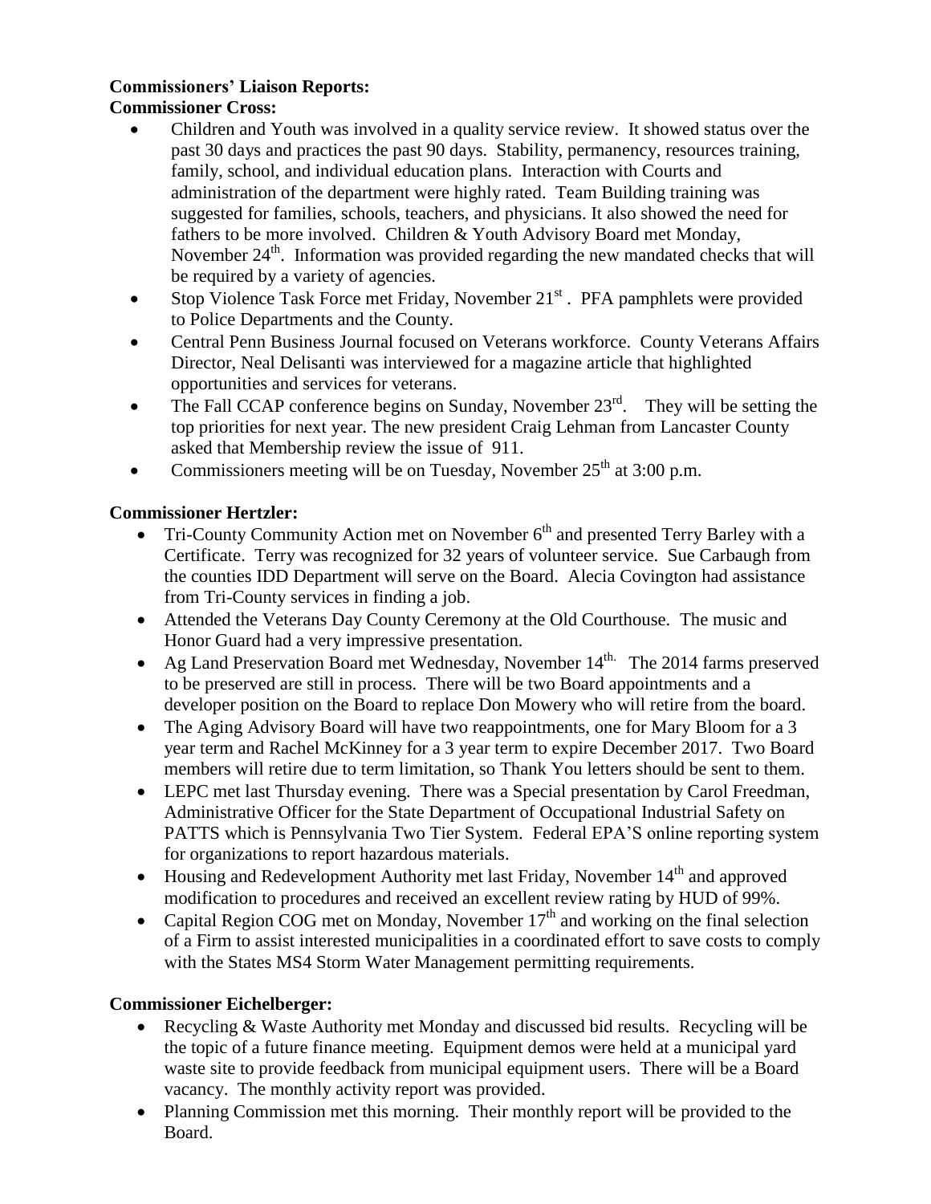**Commissioners' Liaison Reports:**
**Commissioner Cross:**

- Children and Youth was involved in a quality service review. It showed status over the past 30 days and practices the past 90 days. Stability, permanency, resources training, family, school, and individual education plans. Interaction with Courts and administration of the department were highly rated. Team Building training was suggested for families, schools, teachers, and physicians. It also showed the need for fathers to be more involved. Children & Youth Advisory Board met Monday, November 24th. Information was provided regarding the new mandated checks that will be required by a variety of agencies.
- Stop Violence Task Force met Friday, November 21st . PFA pamphlets were provided to Police Departments and the County.
- Central Penn Business Journal focused on Veterans workforce. County Veterans Affairs Director, Neal Delisanti was interviewed for a magazine article that highlighted opportunities and services for veterans.
- The Fall CCAP conference begins on Sunday, November 23rd. They will be setting the top priorities for next year. The new president Craig Lehman from Lancaster County asked that Membership review the issue of 911.
- Commissioners meeting will be on Tuesday, November 25th at 3:00 p.m.

**Commissioner Hertzler:**

- Tri-County Community Action met on November 6th and presented Terry Barley with a Certificate. Terry was recognized for 32 years of volunteer service. Sue Carbaugh from the counties IDD Department will serve on the Board. Alecia Covington had assistance from Tri-County services in finding a job.
- Attended the Veterans Day County Ceremony at the Old Courthouse. The music and Honor Guard had a very impressive presentation.
- Ag Land Preservation Board met Wednesday, November 14th. The 2014 farms preserved to be preserved are still in process. There will be two Board appointments and a developer position on the Board to replace Don Mowery who will retire from the board.
- The Aging Advisory Board will have two reappointments, one for Mary Bloom for a 3 year term and Rachel McKinney for a 3 year term to expire December 2017. Two Board members will retire due to term limitation, so Thank You letters should be sent to them.
- LEPC met last Thursday evening. There was a Special presentation by Carol Freedman, Administrative Officer for the State Department of Occupational Industrial Safety on PATTS which is Pennsylvania Two Tier System. Federal EPA'S online reporting system for organizations to report hazardous materials.
- Housing and Redevelopment Authority met last Friday, November 14th and approved modification to procedures and received an excellent review rating by HUD of 99%.
- Capital Region COG met on Monday, November 17th and working on the final selection of a Firm to assist interested municipalities in a coordinated effort to save costs to comply with the States MS4 Storm Water Management permitting requirements.

**Commissioner Eichelberger:**

- Recycling & Waste Authority met Monday and discussed bid results. Recycling will be the topic of a future finance meeting. Equipment demos were held at a municipal yard waste site to provide feedback from municipal equipment users. There will be a Board vacancy. The monthly activity report was provided.
- Planning Commission met this morning. Their monthly report will be provided to the Board.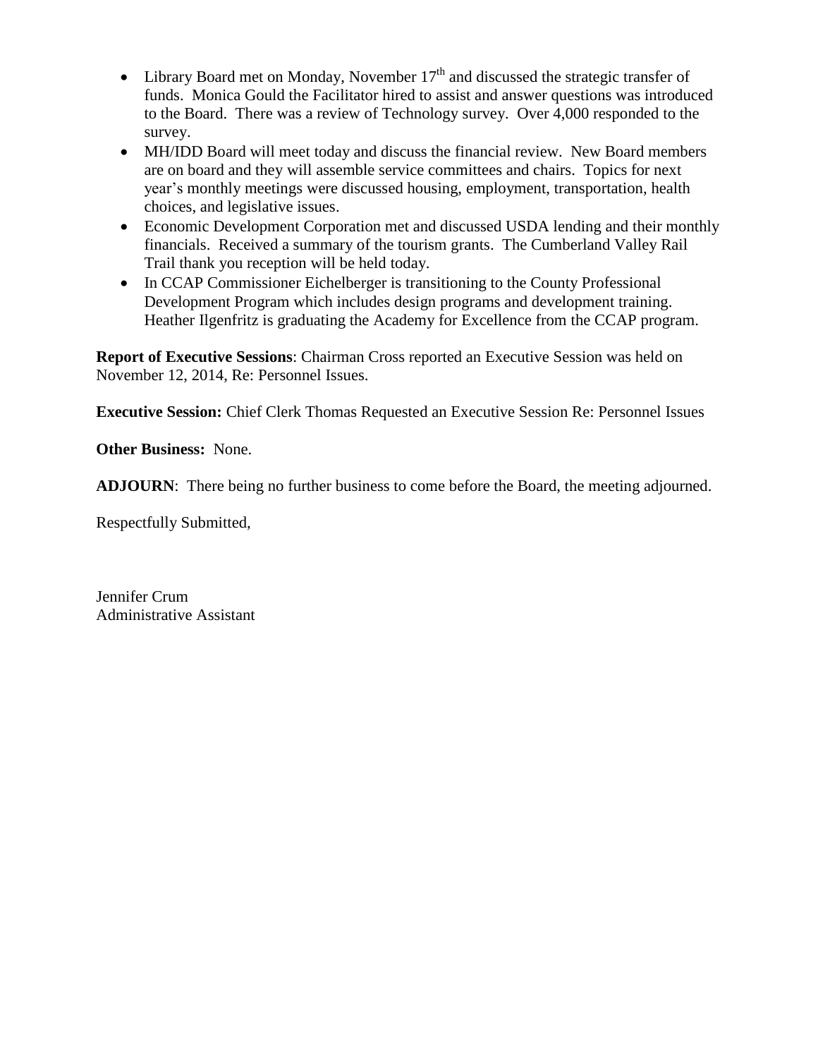- Library Board met on Monday, November 17th and discussed the strategic transfer of funds. Monica Gould the Facilitator hired to assist and answer questions was introduced to the Board. There was a review of Technology survey. Over 4,000 responded to the survey.
- MH/IDD Board will meet today and discuss the financial review. New Board members are on board and they will assemble service committees and chairs. Topics for next year's monthly meetings were discussed housing, employment, transportation, health choices, and legislative issues.
- Economic Development Corporation met and discussed USDA lending and their monthly financials. Received a summary of the tourism grants. The Cumberland Valley Rail Trail thank you reception will be held today.
- In CCAP Commissioner Eichelberger is transitioning to the County Professional Development Program which includes design programs and development training. Heather Ilgenfritz is graduating the Academy for Excellence from the CCAP program.

**Report of Executive Sessions**: Chairman Cross reported an Executive Session was held on November 12, 2014, Re: Personnel Issues.

**Executive Session:** Chief Clerk Thomas Requested an Executive Session Re: Personnel Issues

**Other Business:** None.

**ADJOURN**: There being no further business to come before the Board, the meeting adjourned.

Respectfully Submitted,

Jennifer Crum
Administrative Assistant